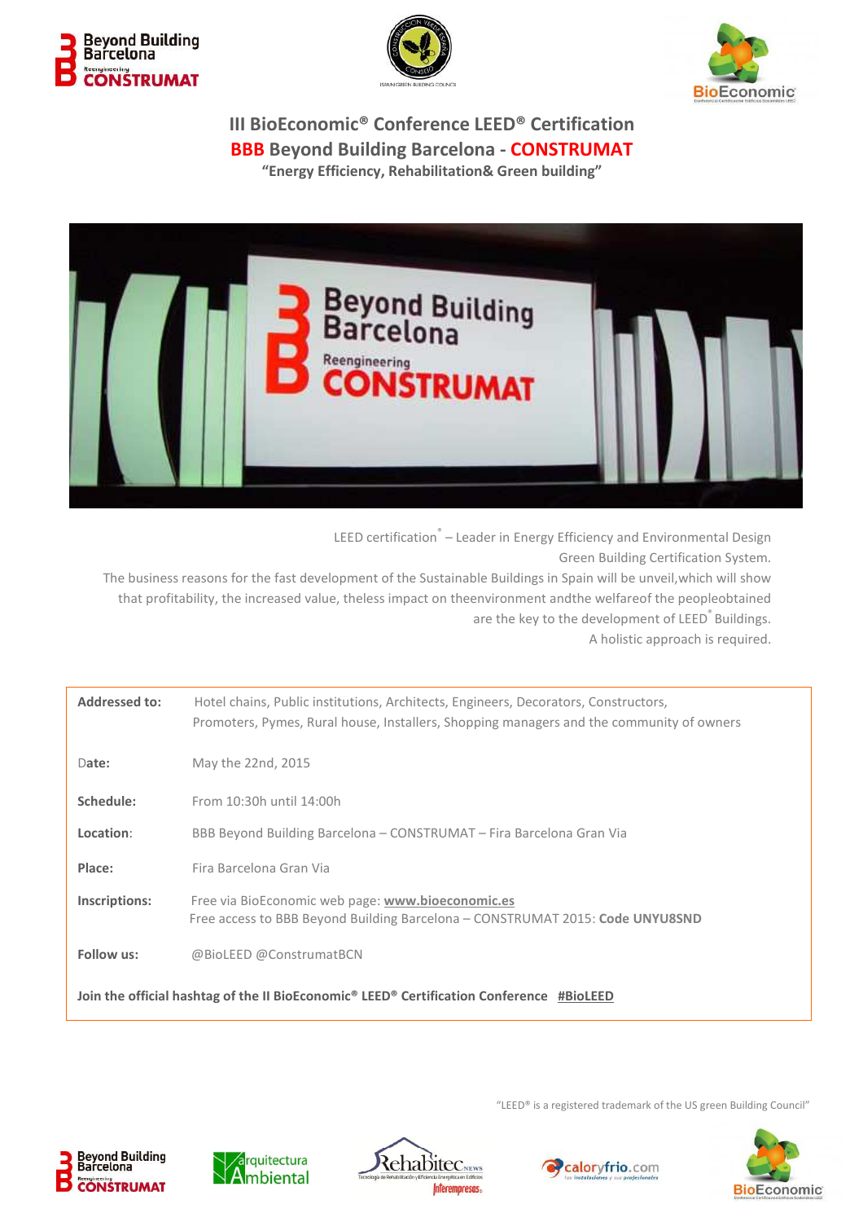# III BioEconomic® Conference LEED® Certification

## BBB Beyond Building Barcelona - CONSTRUMAT

**"Energy Efficiency, Rehabilitation& Green building"**

LEED certification® – Leader in Energy Efficiency and Environmental Design Green Building Certification System.

The business reasons for the fast development of the Sustainable Buildings in Spain will be unveil,which will show that profitability, the increased value, theless impact on theenvironment andthe welfareof the peopleobtained are the key to the development of LEED® Buildings.

A holistic approach is required.

| | |
|---|---|
| **Addressed to:** | Hotel chains, Public institutions, Architects, Engineers, Decorators, Constructors, Promoters, Pymes, Rural house, Installers, Shopping managers and the community of owners |
| **Date:** | May the 22nd, 2015 |
| **Schedule:** | From 10:30h until 14:00h |
| **Location:** | BBB Beyond Building Barcelona – CONSTRUMAT – Fira Barcelona Gran Via |
| **Place:** | Fira Barcelona Gran Via |
| **Inscriptions:** | Free via BioEconomic web page: **www.bioeconomic.es**<br>Free access to BBB Beyond Building Barcelona – CONSTRUMAT 2015: **Code UNYU8SND** |
| **Follow us:** | @BioLEED @ConstrumatBCN |

**Join the official hashtag of the II BioEconomic® LEED® Certification Conference #BioLEED**

"LEED® is a registered trademark of the US green Building Council"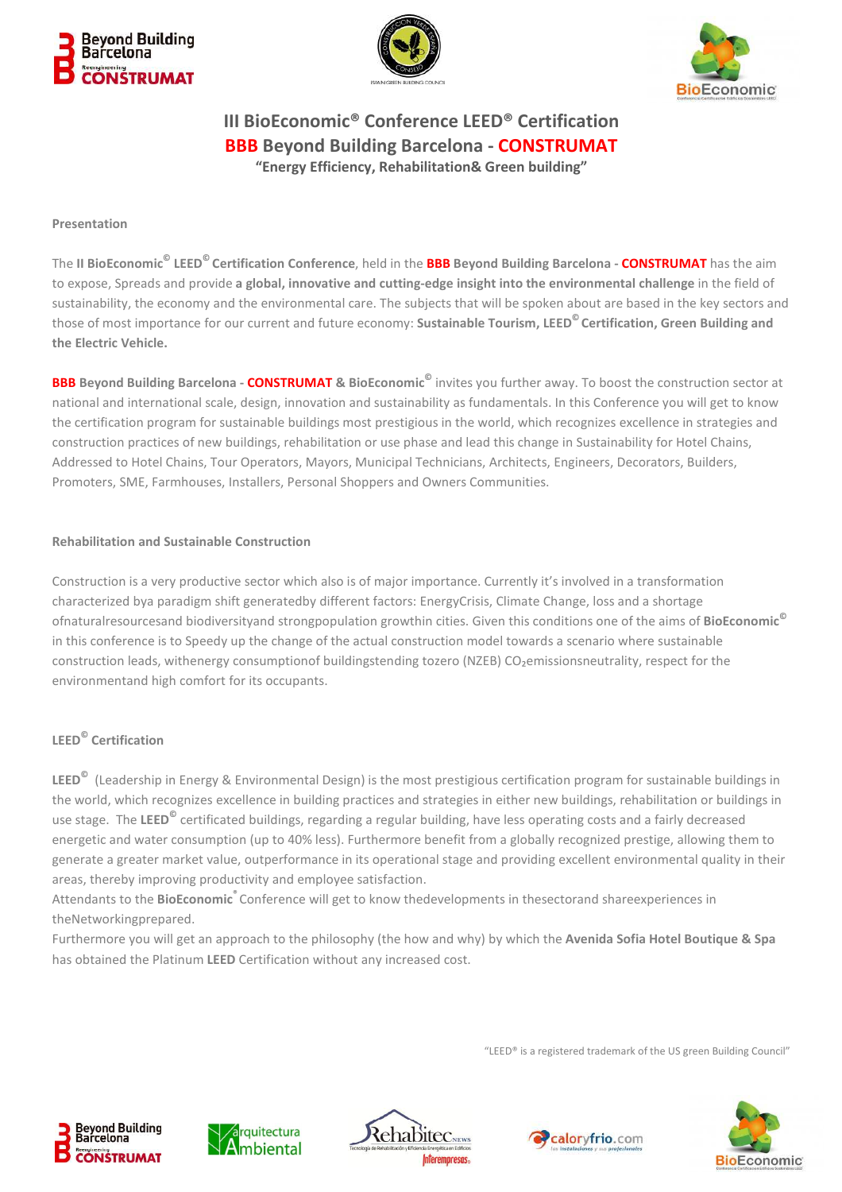# III BioEconomic® Conference LEED® Certification

## BBB Beyond Building Barcelona - CONSTRUMAT

**"Energy Efficiency, Rehabilitation& Green building"**

**Presentation**

The **II BioEconomic© LEED© Certification Conference**, held in the **BBB Beyond Building Barcelona - CONSTRUMAT** has the aim to expose, Spreads and provide **a global, innovative and cutting-edge insight into the environmental challenge** in the field of sustainability, the economy and the environmental care. The subjects that will be spoken about are based in the key sectors and those of most importance for our current and future economy: **Sustainable Tourism, LEED© Certification, Green Building and the Electric Vehicle.**

**BBB Beyond Building Barcelona - CONSTRUMAT & BioEconomic©** invites you further away. To boost the construction sector at national and international scale, design, innovation and sustainability as fundamentals. In this Conference you will get to know the certification program for sustainable buildings most prestigious in the world, which recognizes excellence in strategies and construction practices of new buildings, rehabilitation or use phase and lead this change in Sustainability for Hotel Chains, Addressed to Hotel Chains, Tour Operators, Mayors, Municipal Technicians, Architects, Engineers, Decorators, Builders, Promoters, SME, Farmhouses, Installers, Personal Shoppers and Owners Communities.

**Rehabilitation and Sustainable Construction**

Construction is a very productive sector which also is of major importance. Currently it's involved in a transformation characterized bya paradigm shift generatedby different factors: EnergyCrisis, Climate Change, loss and a shortage ofnaturalresourcesand biodiversityand strongpopulation growthin cities. Given this conditions one of the aims of **BioEconomic©** in this conference is to Speedy up the change of the actual construction model towards a scenario where sustainable construction leads, withenergy consumptionof buildingstending tozero (NZEB) $CO_2$emissionsneutrality, respect for the environmentand high comfort for its occupants.

**LEED© Certification**

**LEED©** (Leadership in Energy & Environmental Design) is the most prestigious certification program for sustainable buildings in the world, which recognizes excellence in building practices and strategies in either new buildings, rehabilitation or buildings in use stage. The **LEED©** certificated buildings, regarding a regular building, have less operating costs and a fairly decreased energetic and water consumption (up to 40% less). Furthermore benefit from a globally recognized prestige, allowing them to generate a greater market value, outperformance in its operational stage and providing excellent environmental quality in their areas, thereby improving productivity and employee satisfaction.

Attendants to the **BioEconomic®** Conference will get to know thedevelopments in thesectorand shareexperiences in theNetworkingprepared.

Furthermore you will get an approach to the philosophy (the how and why) by which the **Avenida Sofia Hotel Boutique & Spa** has obtained the Platinum **LEED** Certification without any increased cost.

"LEED® is a registered trademark of the US green Building Council"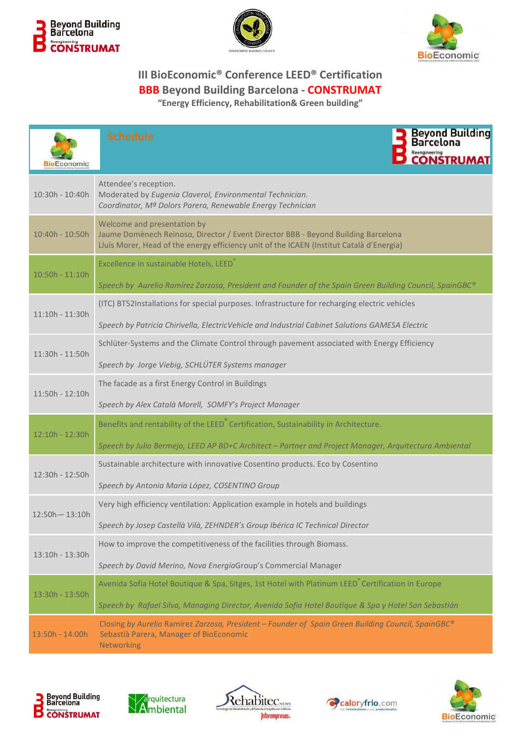# III BioEconomic® Conference LEED® Certification

## BBB Beyond Building Barcelona - CONSTRUMAT

**"Energy Efficiency, Rehabilitation& Green building"**

| Schedule | |
|---|---|
| 10:30h - 10:40h | Attendee's reception.<br>Moderated by *Eugenia Claverol, Environmental Technician.*<br>*Coordinator, Mª Dolors Parera, Renewable Energy Technician* |
| 10:40h - 10:50h | Welcome and presentation by<br>Jaume Domènech Reinoso, Director / Event Director BBB - Beyond Building Barcelona<br>Lluís Morer, Head of the energy efficiency unit of the ICAEN (Institut Català d'Energia) |
| 10:50h - 11:10h | Excellence in sustainable Hotels, LEED®<br>*Speech by Aurelio Ramírez Zarzosa, President and Founder of the Spain Green Building Council, SpainGBC®* |
| 11:10h - 11:30h | (ITC) BT52Installations for special purposes. Infrastructure for recharging electric vehicles<br>*Speech by Patricia Chirivella, ElectricVehicle and Industrial Cabinet Solutions GAMESA Electric* |
| 11:30h - 11:50h | Schlüter-Systems and the Climate Control through pavement associated with Energy Efficiency<br>*Speech by Jorge Viebig, SCHLÜTER Systems manager* |
| 11:50h - 12:10h | The facade as a first Energy Control in Buildings<br>*Speech by Alex Català Morell, SOMFY's Project Manager* |
| 12:10h - 12:30h | Benefits and rentability of the LEED® Certification, Sustainability in Architecture.<br>*Speech by Julio Bermejo, LEED AP BD+C Architect – Partner and Project Manager, Arquitectura Ambiental* |
| 12:30h - 12:50h | Sustainable architecture with innovative Cosentino products. Eco by Cosentino<br>*Speech by Antonia Maria López, COSENTINO Group* |
| 12:50h— 13:10h | Very high efficiency ventilation: Application example in hotels and buildings<br>*Speech by Josep Castellà Vilà, ZEHNDER's Group Ibérica IC Technical Director* |
| 13:10h - 13:30h | How to improve the competitiveness of the facilities through Biomass.<br>*Speech by David Merino, Nova Energía*Group's Commercial Manager |
| 13:30h - 13:50h | Avenida Sofia Hotel Boutique & Spa, Sitges, 1st Hotel with Platinum LEED® Certification in Europe<br>*Speech by Rafael Silva, Managing Director, Avenida Sofia Hotel Boutique & Spa y Hotel San Sebastián* |
| 13:50h - 14:00h | Closing *by Aurelio* Ramírez *Zarzosa, President – Founder of Spain Green Building Council, SpainGBC®*<br>Sebastià Parera, Manager of BioEconomic<br>Networking |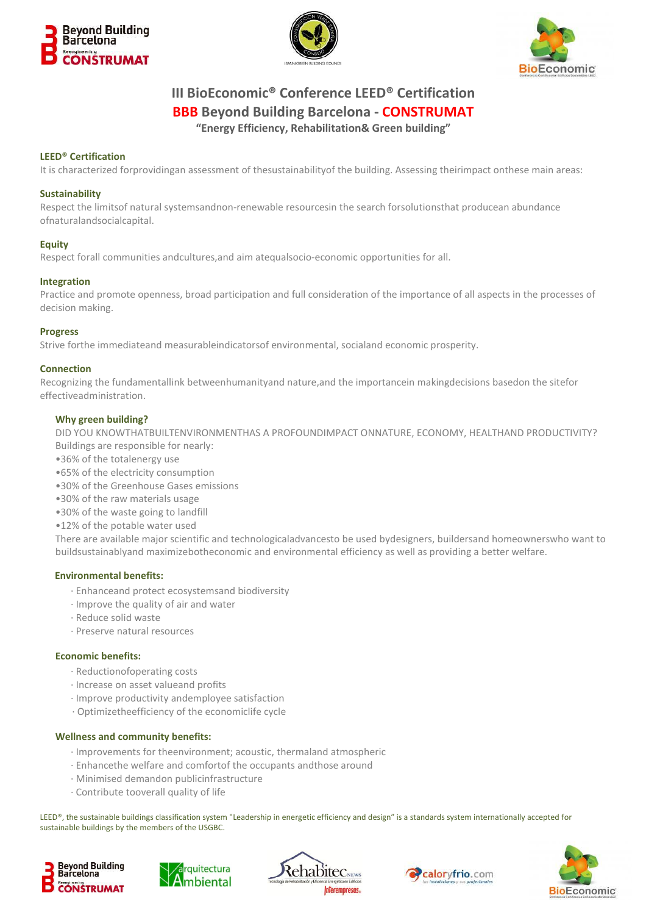# III BioEconomic® Conference LEED® Certification

## BBB Beyond Building Barcelona - CONSTRUMAT

**"Energy Efficiency, Rehabilitation& Green building"**

**LEED® Certification**

It is characterized forprovidingan assessment of thesustainabilityof the building. Assessing theirimpact onthese main areas:

**Sustainability**

Respect the limitsof natural systemsandnon-renewable resourcesin the search forsolutionsthat producean abundance ofnaturalandsocialcapital.

**Equity**

Respect forall communities andcultures,and aim atequalsocio-economic opportunities for all.

**Integration**

Practice and promote openness, broad participation and full consideration of the importance of all aspects in the processes of decision making.

**Progress**

Strive forthe immediateand measurableindicatorsof environmental, socialand economic prosperity.

**Connection**

Recognizing the fundamentallink betweenhumanityand nature,and the importancein makingdecisions basedon the sitefor effectiveadministration.

**Why green building?**

DID YOU KNOWTHATBUILTENVIRONMENTHAS A PROFOUNDIMPACT ONNATURE, ECONOMY, HEALTHAND PRODUCTIVITY?

Buildings are responsible for nearly:

- 36% of the totalenergy use
- 65% of the electricity consumption
- 30% of the Greenhouse Gases emissions
- 30% of the raw materials usage
- 30% of the waste going to landfill
- 12% of the potable water used

There are available major scientific and technologicaladvancesto be used bydesigners, buildersand homeownerswho want to buildsustainablyand maximizebotheconomic and environmental efficiency as well as providing a better welfare.

**Environmental benefits:**

- Enhanceand protect ecosystemsand biodiversity
- Improve the quality of air and water
- Reduce solid waste
- Preserve natural resources

**Economic benefits:**

- Reductionofoperating costs
- Increase on asset valueand profits
- Improve productivity andemployee satisfaction
- Optimizetheefficiency of the economiclife cycle

**Wellness and community benefits:**

- Improvements for theenvironment; acoustic, thermaland atmospheric
- Enhancethe welfare and comfortof the occupants andthose around
- Minimised demandon publicinfrastructure
- Contribute tooverall quality of life

LEED®, the sustainable buildings classification system "Leadership in energetic efficiency and design" is a standards system internationally accepted for sustainable buildings by the members of the USGBC.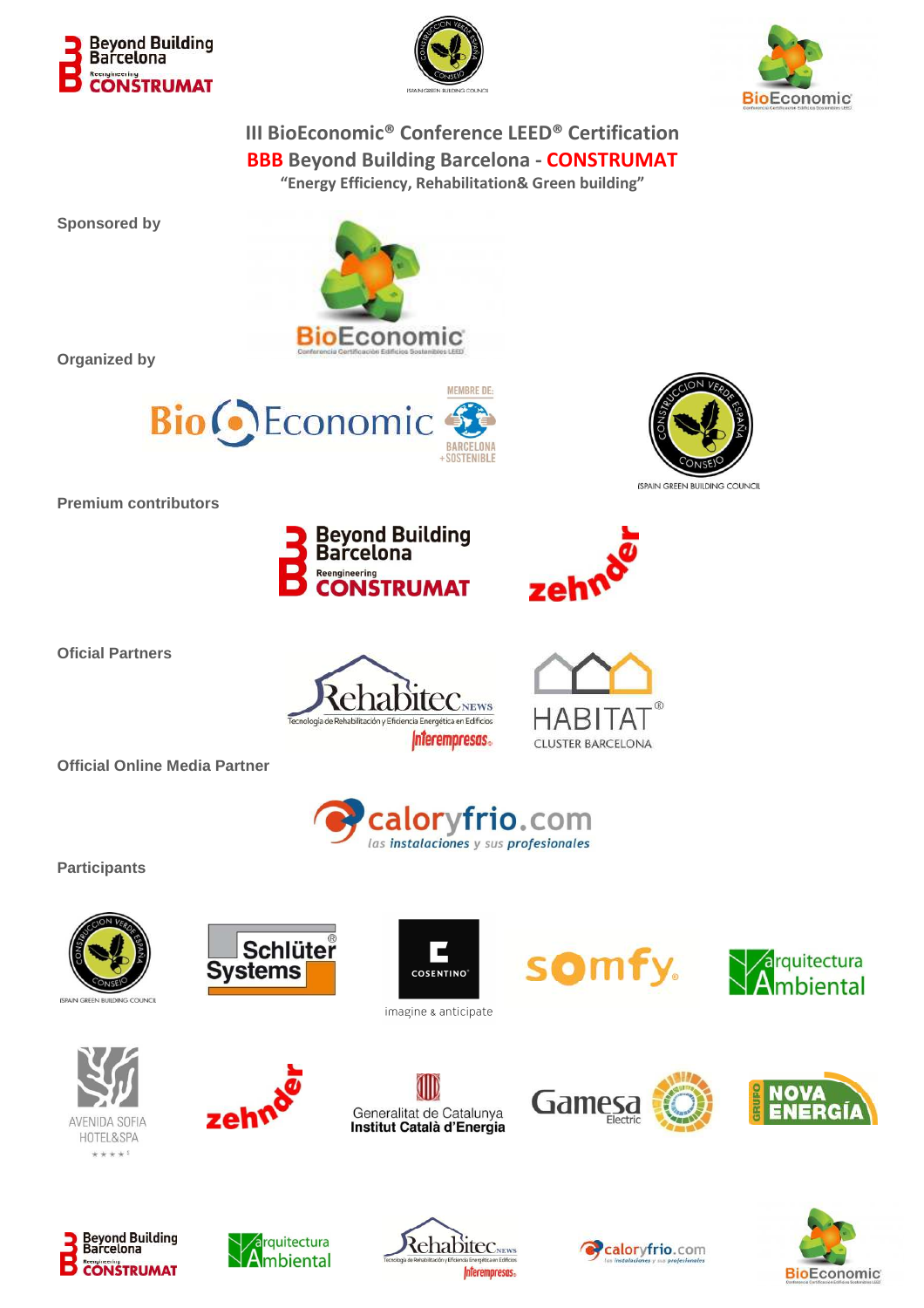III BioEconomic® Conference LEED® Certification

**BBB Beyond Building Barcelona - CONSTRUMAT**

**"Energy Efficiency, Rehabilitation& Green building"**

**Sponsored by**

**Organized by**

**Premium contributors**

**Oficial Partners**

**Official Online Media Partner**

**Participants**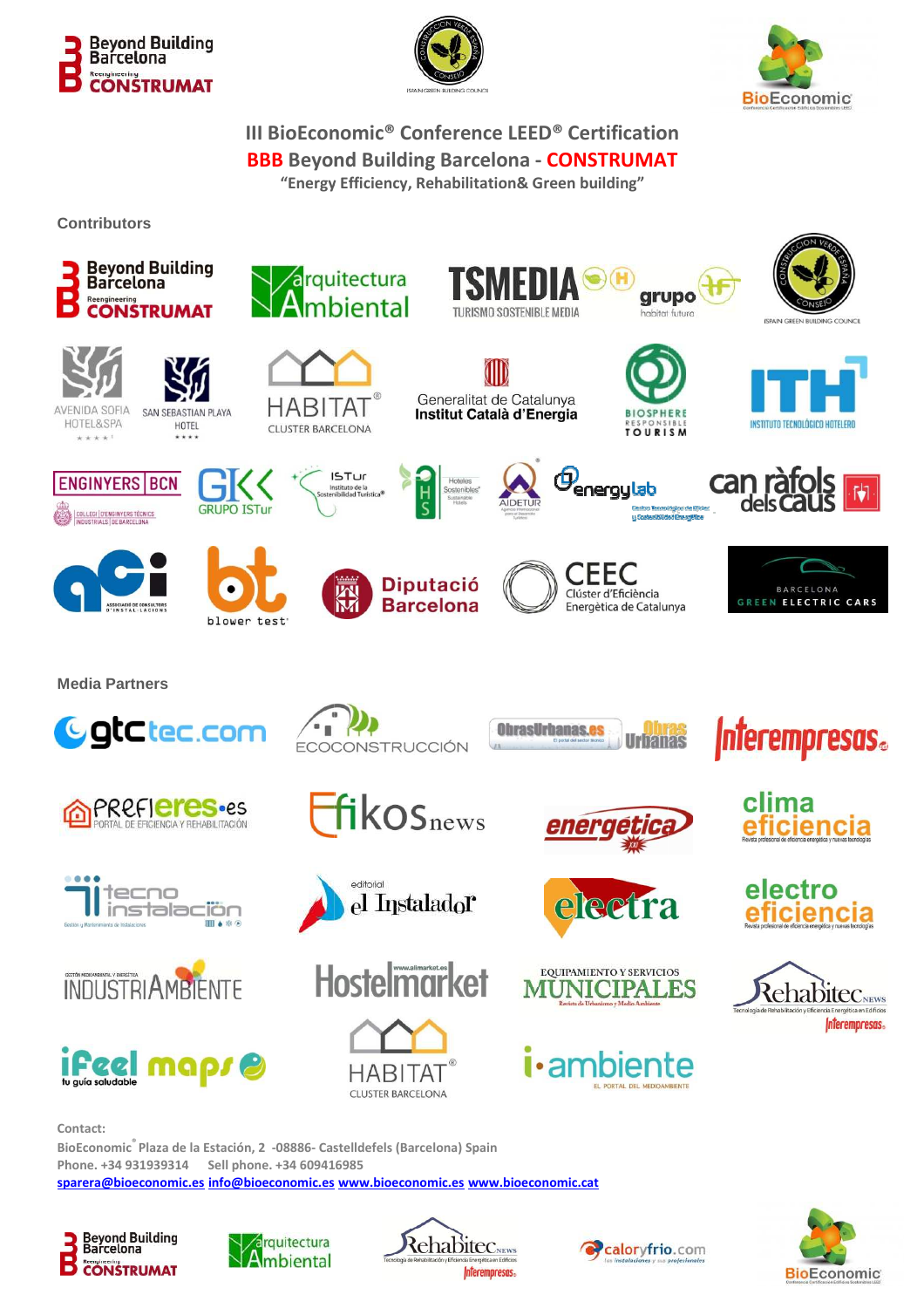# III BioEconomic® Conference LEED® Certification

## BBB Beyond Building Barcelona - CONSTRUMAT

**"Energy Efficiency, Rehabilitation& Green building"**

### Contributors

### Media Partners

**Contact:**

**BioEconomic® Plaza de la Estación, 2 -08886- Castelldefels (Barcelona) Spain**

**Phone. +34 931939314 Sell phone. +34 609416985**

**sparera@bioeconomic.es info@bioeconomic.es www.bioeconomic.es www.bioeconomic.cat**